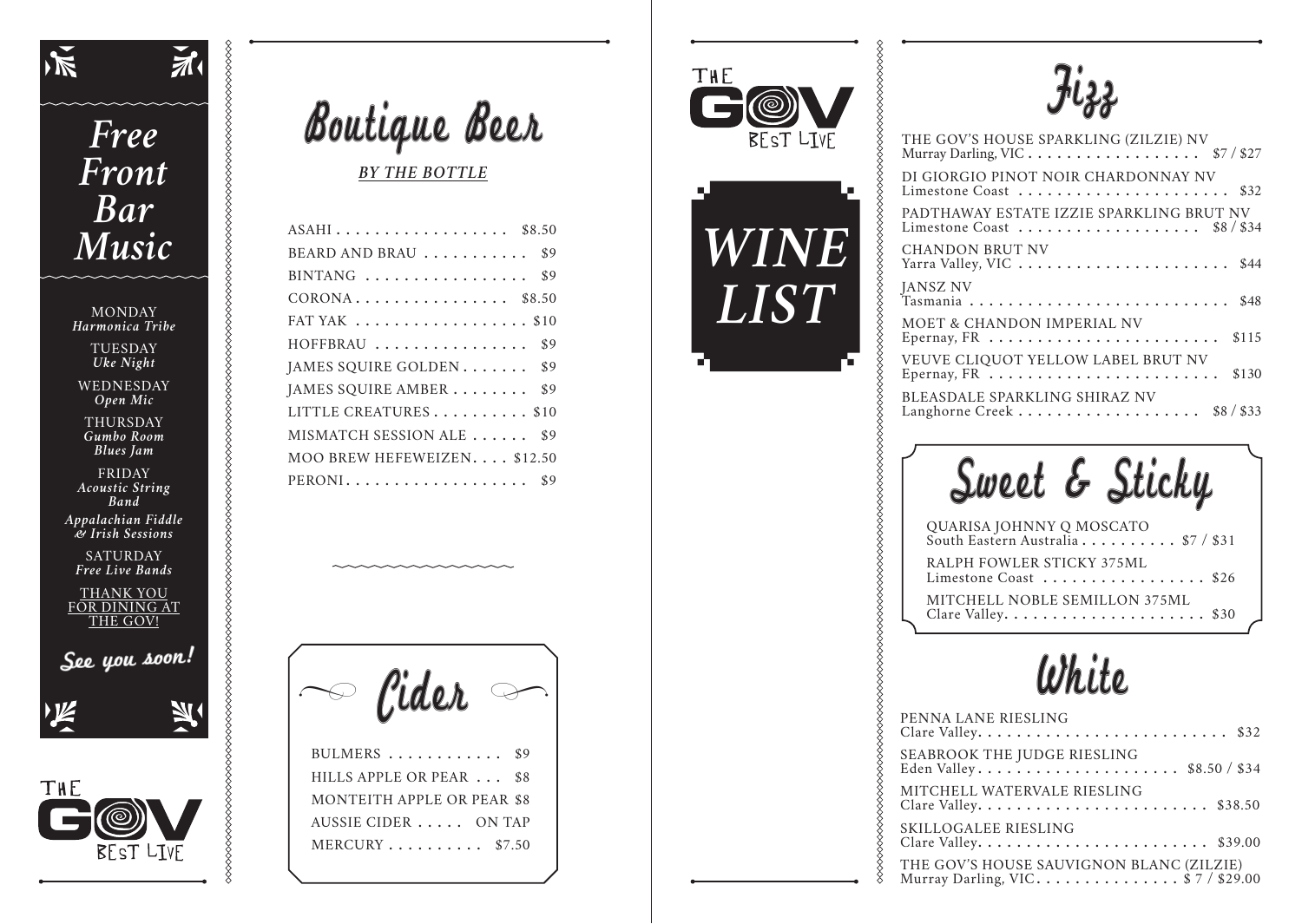# Free Front Bar Music

MONDAY
*Harmonica Tribe*

TUESDAY
*Uke Night*

WEDNESDAY
*Open Mic*

THURSDAY
*Gumbo Room Blues Jam*

FRIDAY
*Acoustic String Band*
*Appalachian Fiddle & Irish Sessions*

SATURDAY
*Free Live Bands*

THANK YOU FOR DINING AT THE GOV!

**See you soon!**

THE GOV BEST LIVE

# Boutique Beer

*BY THE BOTTLE*

| | |
|---|---|
| ASAHI | $8.50 |
| BEARD AND BRAU | $9 |
| BINTANG | $9 |
| CORONA | $8.50 |
| FAT YAK | $10 |
| HOFFBRAU | $9 |
| JAMES SQUIRE GOLDEN | $9 |
| JAMES SQUIRE AMBER | $9 |
| LITTLE CREATURES | $10 |
| MISMATCH SESSION ALE | $9 |
| MOO BREW HEFEWEIZEN | $12.50 |
| PERONI | $9 |

# Cider

| | |
|---|---|
| BULMERS | $9 |
| HILLS APPLE OR PEAR | $8 |
| MONTEITH APPLE OR PEAR | $8 |
| AUSSIE CIDER | ON TAP |
| MERCURY | $7.50 |

THE GOV BEST LIVE

# WINE LIST

# Fizz

| | |
|---|---|
| THE GOV'S HOUSE SPARKLING (ZILZIE) NV<br>Murray Darling, VIC | $7 / $27 |
| DI GIORGIO PINOT NOIR CHARDONNAY NV<br>Limestone Coast | $32 |
| PADTHAWAY ESTATE IZZIE SPARKLING BRUT NV<br>Limestone Coast | $8 / $34 |
| CHANDON BRUT NV<br>Yarra Valley, VIC | $44 |
| JANSZ NV<br>Tasmania | $48 |
| MOET & CHANDON IMPERIAL NV<br>Epernay, FR | $115 |
| VEUVE CLIQUOT YELLOW LABEL BRUT NV<br>Epernay, FR | $130 |
| BLEASDALE SPARKLING SHIRAZ NV<br>Langhorne Creek | $8 / $33 |

# Sweet & Sticky

| | |
|---|---|
| QUARISA JOHNNY Q MOSCATO<br>South Eastern Australia | $7 / $31 |
| RALPH FOWLER STICKY 375ML<br>Limestone Coast | $26 |
| MITCHELL NOBLE SEMILLON 375ML<br>Clare Valley | $30 |

# White

| | |
|---|---|
| PENNA LANE RIESLING<br>Clare Valley | $32 |
| SEABROOK THE JUDGE RIESLING<br>Eden Valley | $8.50 / $34 |
| MITCHELL WATERVALE RIESLING<br>Clare Valley | $38.50 |
| SKILLOGALEE RIESLING<br>Clare Valley | $39.00 |
| THE GOV'S HOUSE SAUVIGNON BLANC (ZILZIE)<br>Murray Darling, VIC | $ 7 / $29.00 |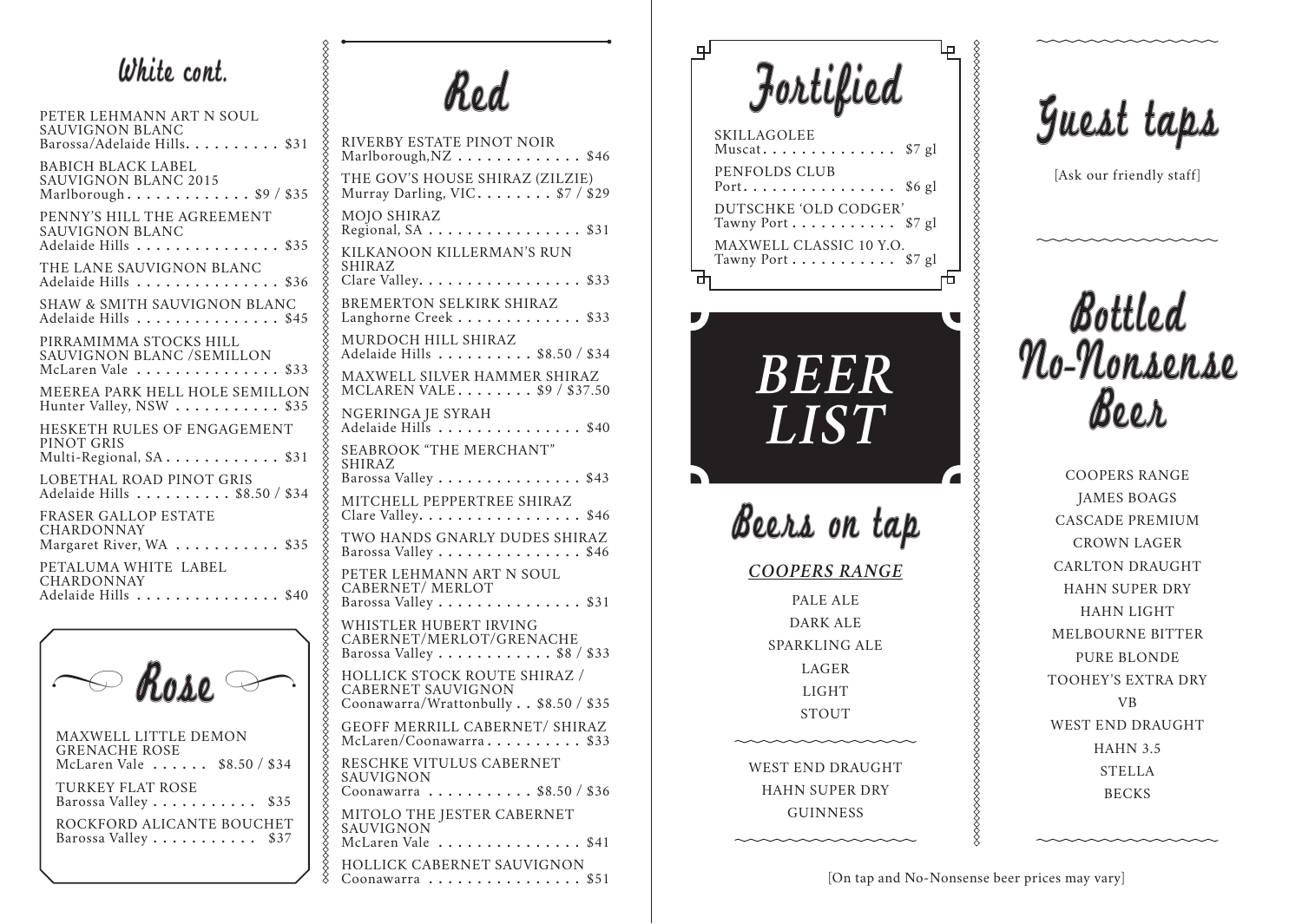## White cont.

PETER LEHMANN ART N SOUL SAUVIGNON BLANC
Barossa/Adelaide Hills . . . . . . . . . . $31

BABICH BLACK LABEL SAUVIGNON BLANC 2015
Marlborough . . . . . . . . . . . . . $9 / $35

PENNY'S HILL THE AGREEMENT SAUVIGNON BLANC
Adelaide Hills . . . . . . . . . . . . . . . $35

THE LANE SAUVIGNON BLANC
Adelaide Hills . . . . . . . . . . . . . . . $36

SHAW & SMITH SAUVIGNON BLANC
Adelaide Hills . . . . . . . . . . . . . . . $45

PIRRAMIMMA STOCKS HILL SAUVIGNON BLANC /SEMILLON
McLaren Vale . . . . . . . . . . . . . . . $33

MEEREA PARK HELL HOLE SEMILLON
Hunter Valley, NSW . . . . . . . . . . . $35

HESKETH RULES OF ENGAGEMENT PINOT GRIS
Multi-Regional, SA . . . . . . . . . . . . $31

LOBETHAL ROAD PINOT GRIS
Adelaide Hills . . . . . . . . . . $8.50 / $34

FRASER GALLOP ESTATE CHARDONNAY
Margaret River, WA . . . . . . . . . . . $35

PETALUMA WHITE LABEL CHARDONNAY
Adelaide Hills . . . . . . . . . . . . . . . $40

## Rose

MAXWELL LITTLE DEMON GRENACHE ROSE
McLaren Vale . . . . . . $8.50 / $34

TURKEY FLAT ROSE
Barossa Valley . . . . . . . . . . . $35

ROCKFORD ALICANTE BOUCHET
Barossa Valley . . . . . . . . . . . $37

## Red

RIVERBY ESTATE PINOT NOIR
Marlborough,NZ . . . . . . . . . . . . . $46

THE GOV'S HOUSE SHIRAZ (ZILZIE)
Murray Darling, VIC . . . . . . . . $7 / $29

MOJO SHIRAZ
Regional, SA . . . . . . . . . . . . . . . . $31

KILKANOON KILLERMAN'S RUN SHIRAZ
Clare Valley . . . . . . . . . . . . . . . . . $33

BREMERTON SELKIRK SHIRAZ
Langhorne Creek . . . . . . . . . . . . . $33

MURDOCH HILL SHIRAZ
Adelaide Hills . . . . . . . . . . $8.50 / $34

MAXWELL SILVER HAMMER SHIRAZ
MCLAREN VALE . . . . . . . . $9 / $37.50

NGERINGA JE SYRAH
Adelaide Hills . . . . . . . . . . . . . . . $40

SEABROOK "THE MERCHANT" SHIRAZ
Barossa Valley . . . . . . . . . . . . . . . $43

MITCHELL PEPPERTREE SHIRAZ
Clare Valley . . . . . . . . . . . . . . . . . $46

TWO HANDS GNARLY DUDES SHIRAZ
Barossa Valley . . . . . . . . . . . . . . . $46

PETER LEHMANN ART N SOUL CABERNET/ MERLOT
Barossa Valley . . . . . . . . . . . . . . . $31

WHISTLER HUBERT IRVING CABERNET/MERLOT/GRENACHE
Barossa Valley . . . . . . . . . . . . $8 / $33

HOLLICK STOCK ROUTE SHIRAZ / CABERNET SAUVIGNON
Coonawarra/Wrattonbully . . $8.50 / $35

GEOFF MERRILL CABERNET/ SHIRAZ
McLaren/Coonawarra . . . . . . . . . . $33

RESCHKE VITULUS CABERNET SAUVIGNON
Coonawarra . . . . . . . . . . . $8.50 / $36

MITOLO THE JESTER CABERNET SAUVIGNON
McLaren Vale . . . . . . . . . . . . . . . $41

HOLLICK CABERNET SAUVIGNON
Coonawarra . . . . . . . . . . . . . . . . $51

## Fortified

SKILLAGOLEE
Muscat . . . . . . . . . . . . . . $7 gl

PENFOLDS CLUB
Port . . . . . . . . . . . . . . . . $6 gl

DUTSCHKE 'OLD CODGER'
Tawny Port . . . . . . . . . . . $7 gl

MAXWELL CLASSIC 10 Y.O.
Tawny Port . . . . . . . . . . . $7 gl

# *BEER LIST*

## Beers on tap

***COOPERS RANGE***

PALE ALE
DARK ALE
SPARKLING ALE
LAGER
LIGHT
STOUT

WEST END DRAUGHT
HAHN SUPER DRY
GUINNESS

## Guest taps

[Ask our friendly staff]

## Bottled No-Nonsense Beer

COOPERS RANGE
JAMES BOAGS
CASCADE PREMIUM
CROWN LAGER
CARLTON DRAUGHT
HAHN SUPER DRY
HAHN LIGHT
MELBOURNE BITTER
PURE BLONDE
TOOHEY'S EXTRA DRY
VB
WEST END DRAUGHT
HAHN 3.5
STELLA
BECKS

[On tap and No-Nonsense beer prices may vary]